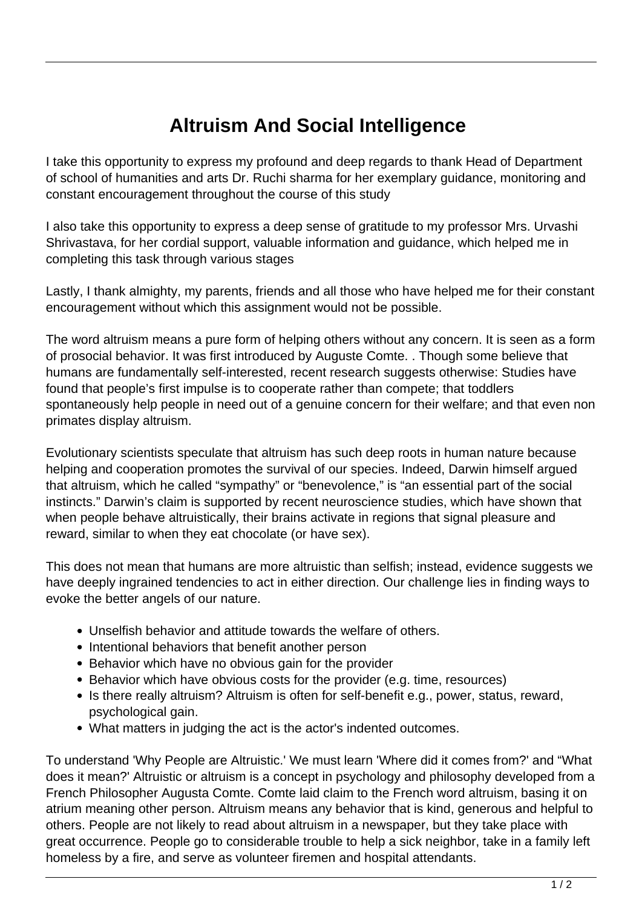# Altruism And Social Intelligence

I take this opportunity to express my profound and deep regards to thank Head of Department of school of humanities and arts Dr. Ruchi sharma for her exemplary guidance, monitoring and constant encouragement throughout the course of this study

I also take this opportunity to express a deep sense of gratitude to my professor Mrs. Urvashi Shrivastava, for her cordial support, valuable information and guidance, which helped me in completing this task through various stages

Lastly, I thank almighty, my parents, friends and all those who have helped me for their constant encouragement without which this assignment would not be possible.

The word altruism means a pure form of helping others without any concern. It is seen as a form of prosocial behavior. It was first introduced by Auguste Comte. . Though some believe that humans are fundamentally self-interested, recent research suggests otherwise: Studies have found that people's first impulse is to cooperate rather than compete; that toddlers spontaneously help people in need out of a genuine concern for their welfare; and that even non primates display altruism.

Evolutionary scientists speculate that altruism has such deep roots in human nature because helping and cooperation promotes the survival of our species. Indeed, Darwin himself argued that altruism, which he called "sympathy" or "benevolence," is "an essential part of the social instincts." Darwin's claim is supported by recent neuroscience studies, which have shown that when people behave altruistically, their brains activate in regions that signal pleasure and reward, similar to when they eat chocolate (or have sex).

This does not mean that humans are more altruistic than selfish; instead, evidence suggests we have deeply ingrained tendencies to act in either direction. Our challenge lies in finding ways to evoke the better angels of our nature.

- Unselfish behavior and attitude towards the welfare of others.
- Intentional behaviors that benefit another person
- Behavior which have no obvious gain for the provider
- Behavior which have obvious costs for the provider (e.g. time, resources)
- Is there really altruism? Altruism is often for self-benefit e.g., power, status, reward, psychological gain.
- What matters in judging the act is the actor's indented outcomes.

To understand 'Why People are Altruistic.' We must learn 'Where did it comes from?' and "What does it mean?' Altruistic or altruism is a concept in psychology and philosophy developed from a French Philosopher Augusta Comte. Comte laid claim to the French word altruism, basing it on atrium meaning other person. Altruism means any behavior that is kind, generous and helpful to others. People are not likely to read about altruism in a newspaper, but they take place with great occurrence. People go to considerable trouble to help a sick neighbor, take in a family left homeless by a fire, and serve as volunteer firemen and hospital attendants.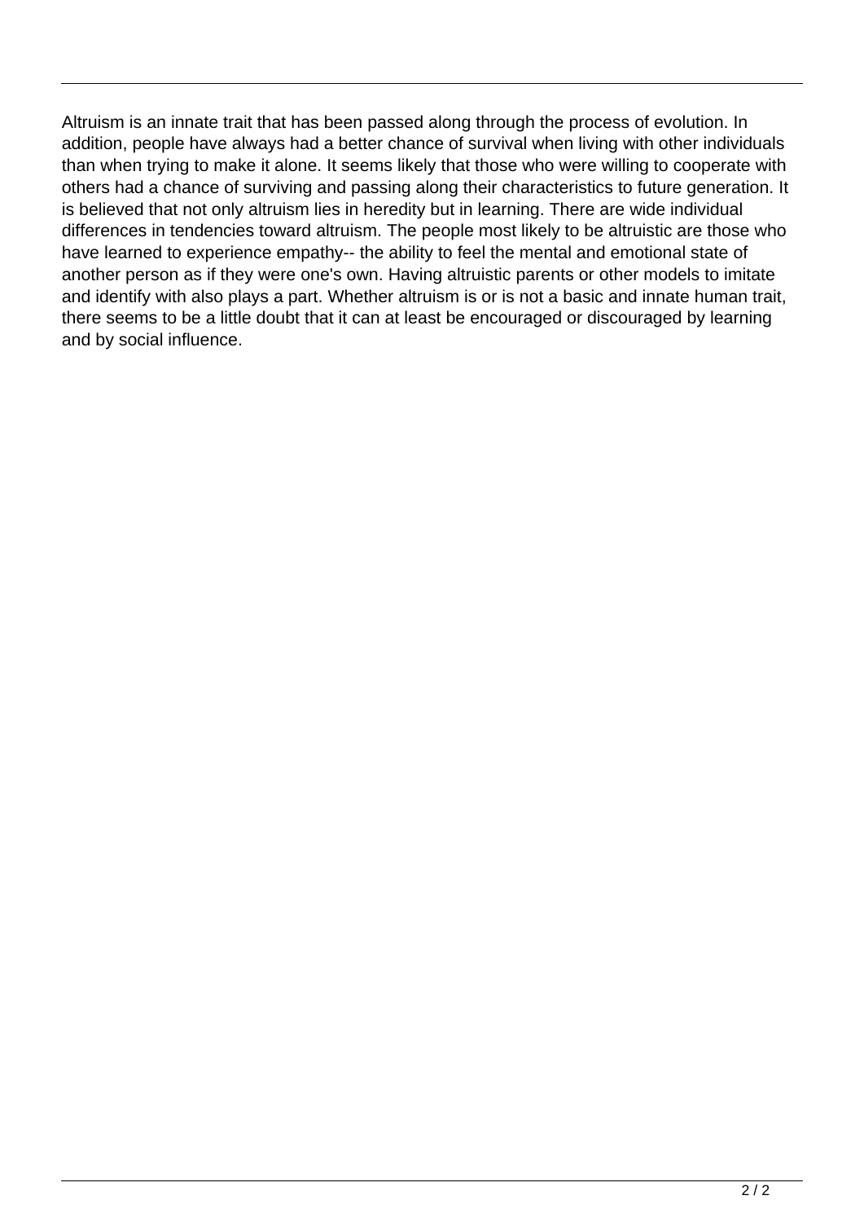Altruism is an innate trait that has been passed along through the process of evolution. In addition, people have always had a better chance of survival when living with other individuals than when trying to make it alone. It seems likely that those who were willing to cooperate with others had a chance of surviving and passing along their characteristics to future generation. It is believed that not only altruism lies in heredity but in learning. There are wide individual differences in tendencies toward altruism. The people most likely to be altruistic are those who have learned to experience empathy-- the ability to feel the mental and emotional state of another person as if they were one's own. Having altruistic parents or other models to imitate and identify with also plays a part. Whether altruism is or is not a basic and innate human trait, there seems to be a little doubt that it can at least be encouraged or discouraged by learning and by social influence.